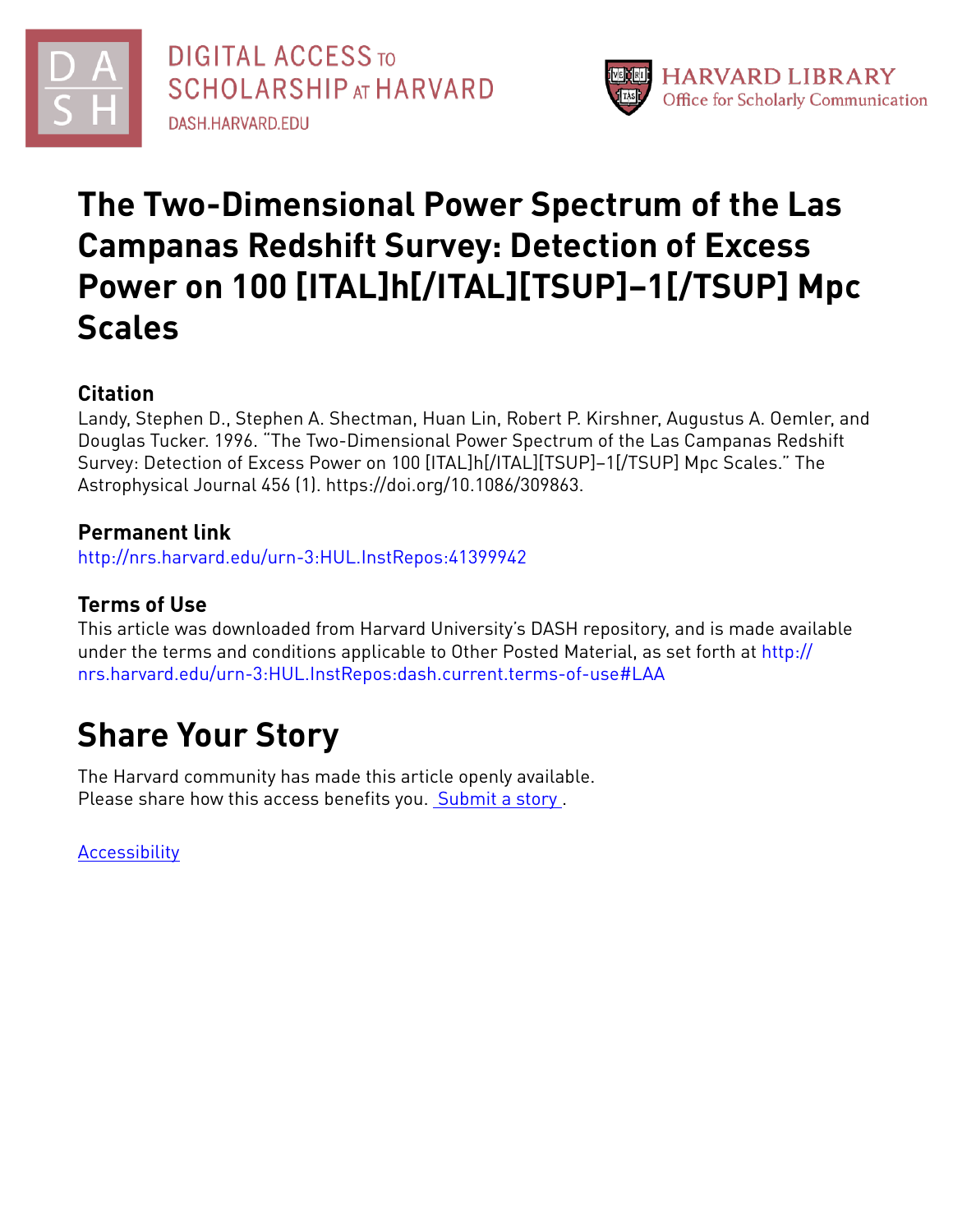DIGITAL ACCESS TO SCHOLARSHIP AT HARVARD

DASH.HARVARD.EDU

HARVARD LIBRARY
Office for Scholarly Communication

# The Two-Dimensional Power Spectrum of the Las Campanas Redshift Survey: Detection of Excess Power on 100 [ITAL]h[/ITAL][TSUP]−1[/TSUP] Mpc Scales

## Citation

Landy, Stephen D., Stephen A. Shectman, Huan Lin, Robert P. Kirshner, Augustus A. Oemler, and Douglas Tucker. 1996. "The Two-Dimensional Power Spectrum of the Las Campanas Redshift Survey: Detection of Excess Power on 100 [ITAL]h[/ITAL][TSUP]−1[/TSUP] Mpc Scales." The Astrophysical Journal 456 (1). https://doi.org/10.1086/309863.

## Permanent link

http://nrs.harvard.edu/urn-3:HUL.InstRepos:41399942

## Terms of Use

This article was downloaded from Harvard University's DASH repository, and is made available under the terms and conditions applicable to Other Posted Material, as set forth at http://nrs.harvard.edu/urn-3:HUL.InstRepos:dash.current.terms-of-use#LAA

# Share Your Story

The Harvard community has made this article openly available.
Please share how this access benefits you. Submit a story .

Accessibility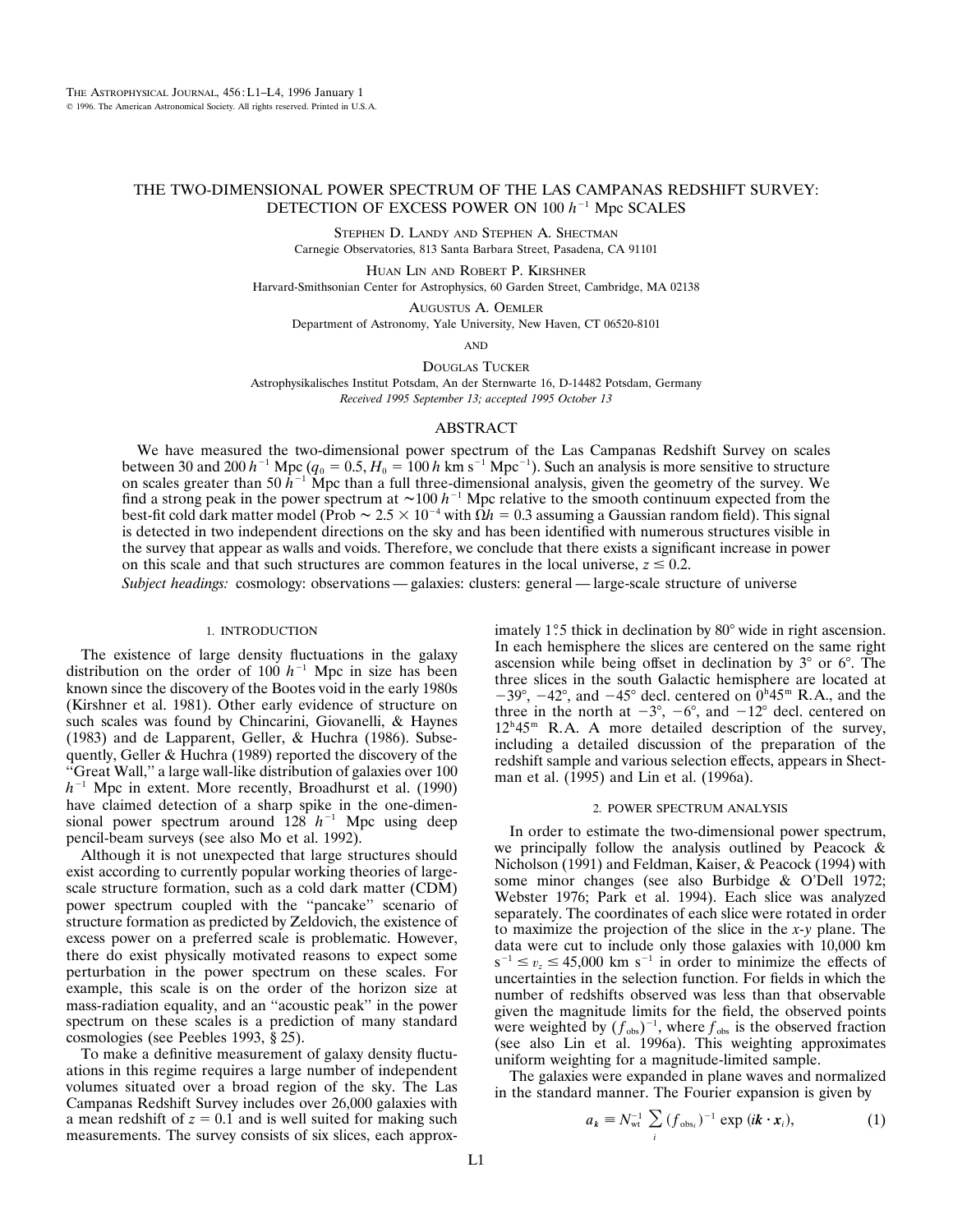# THE TWO-DIMENSIONAL POWER SPECTRUM OF THE LAS CAMPANAS REDSHIFT SURVEY: DETECTION OF EXCESS POWER ON 100 $h^{-1}$ Mpc SCALES

Stephen D. Landy and Stephen A. Shectman
Carnegie Observatories, 813 Santa Barbara Street, Pasadena, CA 91101

Huan Lin and Robert P. Kirshner
Harvard-Smithsonian Center for Astrophysics, 60 Garden Street, Cambridge, MA 02138

Augustus A. Oemler
Department of Astronomy, Yale University, New Haven, CT 06520-8101

and

Douglas Tucker
Astrophysikalisches Institut Potsdam, An der Sternwarte 16, D-14482 Potsdam, Germany
*Received 1995 September 13; accepted 1995 October 13*

## ABSTRACT

We have measured the two-dimensional power spectrum of the Las Campanas Redshift Survey on scales between 30 and 200 $h^{-1}$ Mpc ($q_0 = 0.5$, $H_0 = 100\,h$ km s$^{-1}$ Mpc$^{-1}$). Such an analysis is more sensitive to structure on scales greater than 50 $h^{-1}$ Mpc than a full three-dimensional analysis, given the geometry of the survey. We find a strong peak in the power spectrum at $\sim$100 $h^{-1}$ Mpc relative to the smooth continuum expected from the best-fit cold dark matter model (Prob $\sim 2.5 \times 10^{-4}$ with $\Omega h = 0.3$ assuming a Gaussian random field). This signal is detected in two independent directions on the sky and has been identified with numerous structures visible in the survey that appear as walls and voids. Therefore, we conclude that there exists a significant increase in power on this scale and that such structures are common features in the local universe, $z \lesssim 0.2$.

*Subject headings:* cosmology: observations — galaxies: clusters: general — large-scale structure of universe

## 1. INTRODUCTION

The existence of large density fluctuations in the galaxy distribution on the order of 100 $h^{-1}$ Mpc in size has been known since the discovery of the Bootes void in the early 1980s (Kirshner et al. 1981). Other early evidence of structure on such scales was found by Chincarini, Giovanelli, & Haynes (1983) and de Lapparent, Geller, & Huchra (1986). Subsequently, Geller & Huchra (1989) reported the discovery of the "Great Wall," a large wall-like distribution of galaxies over 100 $h^{-1}$ Mpc in extent. More recently, Broadhurst et al. (1990) have claimed detection of a sharp spike in the one-dimensional power spectrum around 128 $h^{-1}$ Mpc using deep pencil-beam surveys (see also Mo et al. 1992).

Although it is not unexpected that large structures should exist according to currently popular working theories of large-scale structure formation, such as a cold dark matter (CDM) power spectrum coupled with the "pancake" scenario of structure formation as predicted by Zeldovich, the existence of excess power on a preferred scale is problematic. However, there do exist physically motivated reasons to expect some perturbation in the power spectrum on these scales. For example, this scale is on the order of the horizon size at mass-radiation equality, and an "acoustic peak" in the power spectrum on these scales is a prediction of many standard cosmologies (see Peebles 1993, § 25).

To make a definitive measurement of galaxy density fluctuations in this regime requires a large number of independent volumes situated over a broad region of the sky. The Las Campanas Redshift Survey includes over 26,000 galaxies with a mean redshift of $z = 0.1$ and is well suited for making such measurements. The survey consists of six slices, each approximately 1°.5 thick in declination by 80° wide in right ascension. In each hemisphere the slices are centered on the same right ascension while being offset in declination by 3° or 6°. The three slices in the south Galactic hemisphere are located at −39°, −42°, and −45° decl. centered on $0^{\rm h}45^{\rm m}$ R.A., and the three in the north at −3°, −6°, and −12° decl. centered on $12^{\rm h}45^{\rm m}$ R.A. A more detailed description of the survey, including a detailed discussion of the preparation of the redshift sample and various selection effects, appears in Shectman et al. (1995) and Lin et al. (1996a).

## 2. POWER SPECTRUM ANALYSIS

In order to estimate the two-dimensional power spectrum, we principally follow the analysis outlined by Peacock & Nicholson (1991) and Feldman, Kaiser, & Peacock (1994) with some minor changes (see also Burbidge & O'Dell 1972; Webster 1976; Park et al. 1994). Each slice was analyzed separately. The coordinates of each slice were rotated in order to maximize the projection of the slice in the *x*-*y* plane. The data were cut to include only those galaxies with 10,000 km s$^{-1} \leq v_z \leq$ 45,000 km s$^{-1}$ in order to minimize the effects of uncertainties in the selection function. For fields in which the number of redshifts observed was less than that observable given the magnitude limits for the field, the observed points were weighted by $(f_{\rm obs})^{-1}$, where $f_{\rm obs}$ is the observed fraction (see also Lin et al. 1996a). This weighting approximates uniform weighting for a magnitude-limited sample.

The galaxies were expanded in plane waves and normalized in the standard manner. The Fourier expansion is given by

$$a_{\boldsymbol{k}} \equiv N_{\rm wt}^{-1} \sum_i (f_{{\rm obs}_i})^{-1} \exp(i\boldsymbol{k} \cdot \boldsymbol{x}_i), \tag{1}$$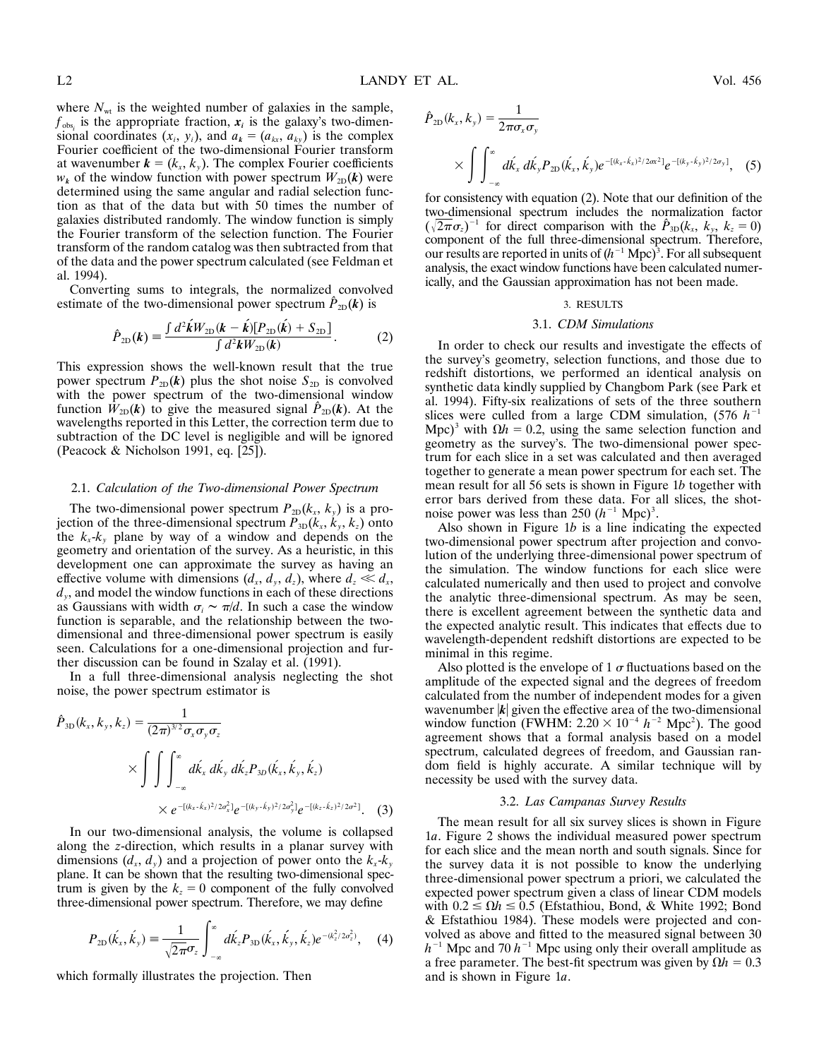where $N_{\rm wt}$ is the weighted number of galaxies in the sample, $f_{{\rm obs}_i}$ is the appropriate fraction, $\boldsymbol{x}_i$ is the galaxy's two-dimensional coordinates $(x_i, y_i)$, and $\boldsymbol{a_k} = (a_{kx}, a_{ky})$ is the complex Fourier coefficient of the two-dimensional Fourier transform at wavenumber $\boldsymbol{k} = (k_x, k_y)$. The complex Fourier coefficients $w_{\boldsymbol{k}}$ of the window function with power spectrum $W_{\rm 2D}(\boldsymbol{k})$ were determined using the same angular and radial selection function as that of the data but with 50 times the number of galaxies distributed randomly. The window function is simply the Fourier transform of the selection function. The Fourier transform of the random catalog was then subtracted from that of the data and the power spectrum calculated (see Feldman et al. 1994).

Converting sums to integrals, the normalized convolved estimate of the two-dimensional power spectrum $\hat{P}_{\rm 2D}(\boldsymbol{k})$ is

$$\hat{P}_{\rm 2D}(\boldsymbol{k}) \equiv \frac{\int d^2\acute{\boldsymbol{k}} W_{\rm 2D}(\boldsymbol{k} - \acute{\boldsymbol{k}})[P_{\rm 2D}(\acute{\boldsymbol{k}}) + S_{\rm 2D}]}{\int d^2\boldsymbol{k} W_{\rm 2D}(\boldsymbol{k})}. \quad (2)$$

This expression shows the well-known result that the true power spectrum $P_{\rm 2D}(\boldsymbol{k})$ plus the shot noise $S_{\rm 2D}$ is convolved with the power spectrum of the two-dimensional window function $W_{\rm 2D}(\boldsymbol{k})$ to give the measured signal $\hat{P}_{\rm 2D}(\boldsymbol{k})$. At the wavelengths reported in this Letter, the correction term due to subtraction of the DC level is negligible and will be ignored (Peacock & Nicholson 1991, eq. [25]).

### 2.1. *Calculation of the Two-dimensional Power Spectrum*

The two-dimensional power spectrum $P_{\rm 2D}(k_x, k_y)$ is a projection of the three-dimensional spectrum $P_{\rm 3D}(k_x, k_y, k_z)$ onto the $k_x$-$k_y$ plane by way of a window and depends on the geometry and orientation of the survey. As a heuristic, in this development one can approximate the survey as having an effective volume with dimensions $(d_x, d_y, d_z)$, where $d_z \ll d_x$, $d_y$, and model the window functions in each of these directions as Gaussians with width $\sigma_i \sim \pi/d$. In such a case the window function is separable, and the relationship between the two-dimensional and three-dimensional power spectrum is easily seen. Calculations for a one-dimensional projection and further discussion can be found in Szalay et al. (1991).

In a full three-dimensional analysis neglecting the shot noise, the power spectrum estimator is

$$\hat{P}_{\rm 3D}(k_x, k_y, k_z) = \frac{1}{(2\pi)^{3/2}\sigma_x\sigma_y\sigma_z} \times \int\int\int_{-\infty}^{\infty} d\acute{k}_x\, d\acute{k}_y\, d\acute{k}_z P_{3D}(\acute{k}_x, \acute{k}_y, \acute{k}_z) \times e^{-[(k_x-\acute{k}_x)^2/2\sigma_x^2]} e^{-[(k_y-\acute{k}_y)^2/2\sigma_y^2]} e^{-[(k_z-\acute{k}_z)^2/2\sigma^2]}. \quad (3)$$

In our two-dimensional analysis, the volume is collapsed along the $z$-direction, which results in a planar survey with dimensions $(d_x, d_y)$ and a projection of power onto the $k_x$-$k_y$ plane. It can be shown that the resulting two-dimensional spectrum is given by the $k_z = 0$ component of the fully convolved three-dimensional power spectrum. Therefore, we may define

$$P_{\rm 2D}(\acute{k}_x, \acute{k}_y) \equiv \frac{1}{\sqrt{2\pi}\sigma_z} \int_{-\infty}^{\infty} d\acute{k}_z P_{\rm 3D}(\acute{k}_x, \acute{k}_y, \acute{k}_z) e^{-(\acute{k}_z^2/2\sigma_z^2)}, \quad (4)$$

which formally illustrates the projection. Then

$$\hat{P}_{\rm 2D}(k_x, k_y) = \frac{1}{2\pi\sigma_x\sigma_y} \times \int\int_{-\infty}^{\infty} d\acute{k}_x\, d\acute{k}_y P_{\rm 2D}(\acute{k}_x, \acute{k}_y) e^{-[(k_x-\acute{k}_x)^2/2\sigma x^2]} e^{-[(k_y-\acute{k}_y)^2/2\sigma_y]}, \quad (5)$$

for consistency with equation (2). Note that our definition of the two-dimensional spectrum includes the normalization factor $(\sqrt{2\pi}\sigma_z)^{-1}$ for direct comparison with the $\hat{P}_{\rm 3D}(k_x, k_y, k_z = 0)$ component of the full three-dimensional spectrum. Therefore, our results are reported in units of $(h^{-1}\text{ Mpc})^3$. For all subsequent analysis, the exact window functions have been calculated numerically, and the Gaussian approximation has not been made.

## 3. RESULTS

### 3.1. *CDM Simulations*

In order to check our results and investigate the effects of the survey's geometry, selection functions, and those due to redshift distortions, we performed an identical analysis on synthetic data kindly supplied by Changbom Park (see Park et al. 1994). Fifty-six realizations of sets of the three southern slices were culled from a large CDM simulation, $(576\ h^{-1}\text{ Mpc})^3$ with $\Omega h = 0.2$, using the same selection function and geometry as the survey's. The two-dimensional power spectrum for each slice in a set was calculated and then averaged together to generate a mean power spectrum for each set. The mean result for all 56 sets is shown in Figure 1*b* together with error bars derived from these data. For all slices, the shot-noise power was less than 250 $(h^{-1}\text{ Mpc})^3$.

Also shown in Figure 1*b* is a line indicating the expected two-dimensional power spectrum after projection and convolution of the underlying three-dimensional power spectrum of the simulation. The window functions for each slice were calculated numerically and then used to project and convolve the analytic three-dimensional spectrum. As may be seen, there is excellent agreement between the synthetic data and the expected analytic result. This indicates that effects due to wavelength-dependent redshift distortions are expected to be minimal in this regime.

Also plotted is the envelope of 1 $\sigma$ fluctuations based on the amplitude of the expected signal and the degrees of freedom calculated from the number of independent modes for a given wavenumber $|\boldsymbol{k}|$ given the effective area of the two-dimensional window function (FWHM: $2.20 \times 10^{-4}\ h^{-2}\text{ Mpc}^2$). The good agreement shows that a formal analysis based on a model spectrum, calculated degrees of freedom, and Gaussian random field is highly accurate. A similar technique will by necessity be used with the survey data.

### 3.2. *Las Campanas Survey Results*

The mean result for all six survey slices is shown in Figure 1*a*. Figure 2 shows the individual measured power spectrum for each slice and the mean north and south signals. Since for the survey data it is not possible to know the underlying three-dimensional power spectrum a priori, we calculated the expected power spectrum given a class of linear CDM models with $0.2 \leq \Omega h \leq 0.5$ (Efstathiou, Bond, & White 1992; Bond & Efstathiou 1984). These models were projected and convolved as above and fitted to the measured signal between 30 $h^{-1}$ Mpc and 70 $h^{-1}$ Mpc using only their overall amplitude as a free parameter. The best-fit spectrum was given by $\Omega h = 0.3$ and is shown in Figure 1*a*.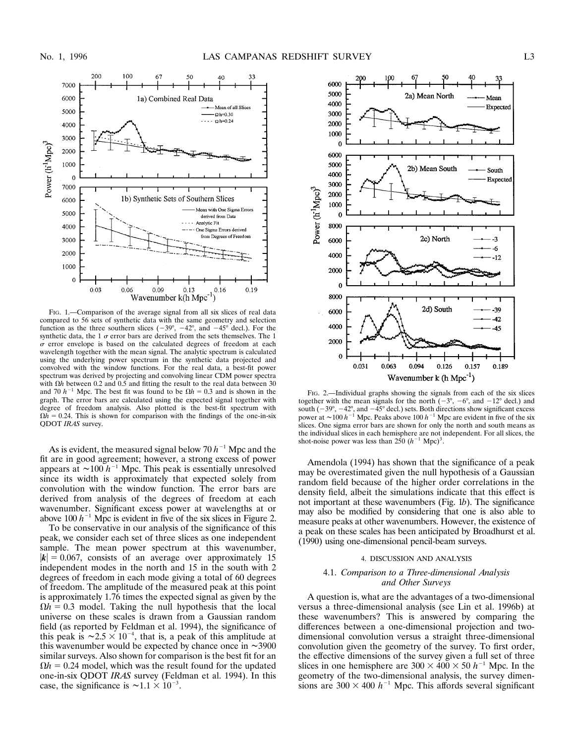FIG. 1.—Comparison of the average signal from all six slices of real data compared to 56 sets of synthetic data with the same geometry and selection function as the three southern slices (−39°, −42°, and −45° decl.). For the synthetic data, the 1 $\sigma$ error bars are derived from the sets themselves. The 1 $\sigma$ error envelope is based on the calculated degrees of freedom at each wavelength together with the mean signal. The analytic spectrum is calculated using the underlying power spectrum in the synthetic data projected and convolved with the window functions. For the real data, a best-fit power spectrum was derived by projecting and convolving linear CDM power spectra with $\Omega h$ between 0.2 and 0.5 and fitting the result to the real data between 30 and 70 $h^{-1}$ Mpc. The best fit was found to be $\Omega h = 0.3$ and is shown in the graph. The error bars are calculated using the expected signal together with degree of freedom analysis. Also plotted is the best-fit spectrum with $\Omega h = 0.24$. This is shown for comparison with the findings of the one-in-six QDOT *IRAS* survey.

FIG. 2.—Individual graphs showing the signals from each of the six slices together with the mean signals for the north (−3°, −6°, and −12° decl.) and south (−39°, −42°, and −45° decl.) sets. Both directions show significant excess power at ~100 $h^{-1}$ Mpc. Peaks above 100 $h^{-1}$ Mpc are evident in five of the six slices. One sigma error bars are shown for only the north and south means as the individual slices in each hemisphere are not independent. For all slices, the shot-noise power was less than 250 $(h^{-1}\ \mathrm{Mpc})^3$.

As is evident, the measured signal below 70 $h^{-1}$ Mpc and the fit are in good agreement; however, a strong excess of power appears at ~100 $h^{-1}$ Mpc. This peak is essentially unresolved since its width is approximately that expected solely from convolution with the window function. The error bars are derived from analysis of the degrees of freedom at each wavenumber. Significant excess power at wavelengths at or above 100 $h^{-1}$ Mpc is evident in five of the six slices in Figure 2.

To be conservative in our analysis of the significance of this peak, we consider each set of three slices as one independent sample. The mean power spectrum at this wavenumber, $|\boldsymbol{k}| = 0.067$, consists of an average over approximately 15 independent modes in the north and 15 in the south with 2 degrees of freedom in each mode giving a total of 60 degrees of freedom. The amplitude of the measured peak at this point is approximately 1.76 times the expected signal as given by the $\Omega h = 0.3$ model. Taking the null hypothesis that the local universe on these scales is drawn from a Gaussian random field (as reported by Feldman et al. 1994), the significance of this peak is $\sim 2.5 \times 10^{-4}$, that is, a peak of this amplitude at this wavenumber would be expected by chance once in ~3900 similar surveys. Also shown for comparison is the best fit for an $\Omega h = 0.24$ model, which was the result found for the updated one-in-six QDOT *IRAS* survey (Feldman et al. 1994). In this case, the significance is $\sim 1.1 \times 10^{-3}$.

Amendola (1994) has shown that the significance of a peak may be overestimated given the null hypothesis of a Gaussian random field because of the higher order correlations in the density field, albeit the simulations indicate that this effect is not important at these wavenumbers (Fig. 1*b*). The significance may also be modified by considering that one is also able to measure peaks at other wavenumbers. However, the existence of a peak on these scales has been anticipated by Broadhurst et al. (1990) using one-dimensional pencil-beam surveys.

## 4. DISCUSSION AND ANALYSIS

### 4.1. *Comparison to a Three-dimensional Analysis and Other Surveys*

A question is, what are the advantages of a two-dimensional versus a three-dimensional analysis (see Lin et al. 1996b) at these wavenumbers? This is answered by comparing the differences between a one-dimensional projection and two-dimensional convolution versus a straight three-dimensional convolution given the geometry of the survey. To first order, the effective dimensions of the survey given a full set of three slices in one hemisphere are $300 \times 400 \times 50\ h^{-1}$ Mpc. In the geometry of the two-dimensional analysis, the survey dimensions are $300 \times 400\ h^{-1}$ Mpc. This affords several significant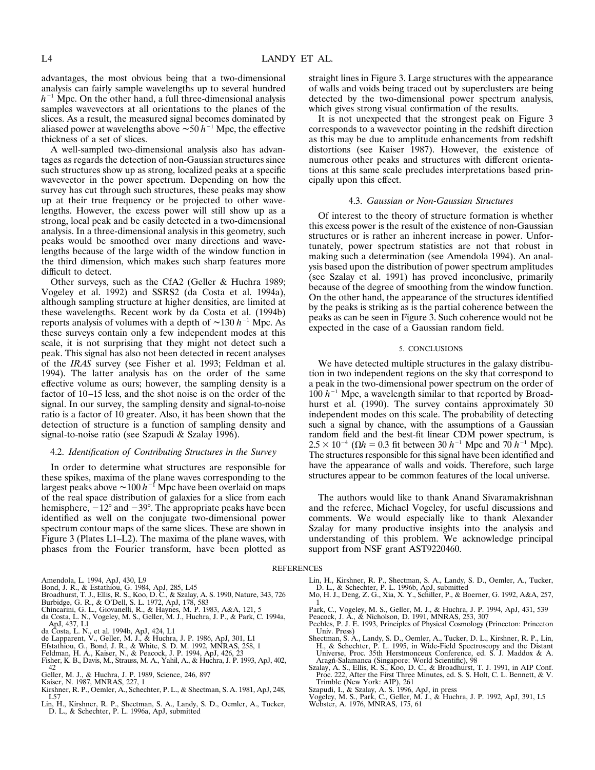advantages, the most obvious being that a two-dimensional analysis can fairly sample wavelengths up to several hundred $h^{-1}$ Mpc. On the other hand, a full three-dimensional analysis samples wavevectors at all orientations to the planes of the slices. As a result, the measured signal becomes dominated by aliased power at wavelengths above $\sim 50\,h^{-1}$ Mpc, the effective thickness of a set of slices.

A well-sampled two-dimensional analysis also has advantages as regards the detection of non-Gaussian structures since such structures show up as strong, localized peaks at a specific wavevector in the power spectrum. Depending on how the survey has cut through such structures, these peaks may show up at their true frequency or be projected to other wavelengths. However, the excess power will still show up as a strong, local peak and be easily detected in a two-dimensional analysis. In a three-dimensional analysis in this geometry, such peaks would be smoothed over many directions and wavelengths because of the large width of the window function in the third dimension, which makes such sharp features more difficult to detect.

Other surveys, such as the CfA2 (Geller & Huchra 1989; Vogeley et al. 1992) and SSRS2 (da Costa et al. 1994a), although sampling structure at higher densities, are limited at these wavelengths. Recent work by da Costa et al. (1994b) reports analysis of volumes with a depth of $\sim 130\,h^{-1}$ Mpc. As these surveys contain only a few independent modes at this scale, it is not surprising that they might not detect such a peak. This signal has also not been detected in recent analyses of the *IRAS* survey (see Fisher et al. 1993; Feldman et al. 1994). The latter analysis has on the order of the same effective volume as ours; however, the sampling density is a factor of 10–15 less, and the shot noise is on the order of the signal. In our survey, the sampling density and signal-to-noise ratio is a factor of 10 greater. Also, it has been shown that the detection of structure is a function of sampling density and signal-to-noise ratio (see Szapudi & Szalay 1996).

### 4.2. *Identification of Contributing Structures in the Survey*

In order to determine what structures are responsible for these spikes, maxima of the plane waves corresponding to the largest peaks above $\sim 100\,h^{-1}$ Mpc have been overlaid on maps of the real space distribution of galaxies for a slice from each hemisphere, $-12°$ and $-39°$. The appropriate peaks have been identified as well on the conjugate two-dimensional power spectrum contour maps of the same slices. These are shown in Figure 3 (Plates L1–L2). The maxima of the plane waves, with phases from the Fourier transform, have been plotted as straight lines in Figure 3. Large structures with the appearance of walls and voids being traced out by superclusters are being detected by the two-dimensional power spectrum analysis, which gives strong visual confirmation of the results.

It is not unexpected that the strongest peak on Figure 3 corresponds to a wavevector pointing in the redshift direction as this may be due to amplitude enhancements from redshift distortions (see Kaiser 1987). However, the existence of numerous other peaks and structures with different orientations at this same scale precludes interpretations based principally upon this effect.

### 4.3. *Gaussian or Non-Gaussian Structures*

Of interest to the theory of structure formation is whether this excess power is the result of the existence of non-Gaussian structures or is rather an inherent increase in power. Unfortunately, power spectrum statistics are not that robust in making such a determination (see Amendola 1994). An analysis based upon the distribution of power spectrum amplitudes (see Szalay et al. 1991) has proved inconclusive, primarily because of the degree of smoothing from the window function. On the other hand, the appearance of the structures identified by the peaks is striking as is the partial coherence between the peaks as can be seen in Figure 3. Such coherence would not be expected in the case of a Gaussian random field.

## 5. CONCLUSIONS

We have detected multiple structures in the galaxy distribution in two independent regions on the sky that correspond to a peak in the two-dimensional power spectrum on the order of $100\,h^{-1}$ Mpc, a wavelength similar to that reported by Broadhurst et al. (1990). The survey contains approximately 30 independent modes on this scale. The probability of detecting such a signal by chance, with the assumptions of a Gaussian random field and the best-fit linear CDM power spectrum, is $2.5 \times 10^{-4}$ ($\Omega h = 0.3$ fit between $30\,h^{-1}$ Mpc and $70\,h^{-1}$ Mpc). The structures responsible for this signal have been identified and have the appearance of walls and voids. Therefore, such large structures appear to be common features of the local universe.

The authors would like to thank Anand Sivaramakrishnan and the referee, Michael Vogeley, for useful discussions and comments. We would especially like to thank Alexander Szalay for many productive insights into the analysis and understanding of this problem. We acknowledge principal support from NSF grant AST9220460.

## REFERENCES

Amendola, L. 1994, ApJ, 430, L9
Bond, J. R., & Estathiou, G. 1984, ApJ, 285, L45
Broadhurst, T. J., Ellis, R. S., Koo, D. C., & Szalay, A. S. 1990, Nature, 343, 726
Burbidge, G. R., & O'Dell, S. L. 1972, ApJ, 178, 583
Chincarini, G. L., Giovanelli, R., & Haynes, M. P. 1983, A&A, 121, 5
da Costa, L. N., Vogeley, M. S., Geller, M. J., Huchra, J. P., & Park, C. 1994a, ApJ, 437, L1
da Costa, L. N., et al. 1994b, ApJ, 424, L1
de Lapparent, V., Geller, M. J., & Huchra, J. P. 1986, ApJ, 301, L1
Efstathiou, G., Bond, J. R., & White, S. D. M. 1992, MNRAS, 258, 1
Feldman, H. A., Kaiser, N., & Peacock, J. P. 1994, ApJ, 426, 23
Fisher, K. B., Davis, M., Strauss, M. A., Yahil, A., & Huchra, J. P. 1993, ApJ, 402, 42
Geller, M. J., & Huchra, J. P. 1989, Science, 246, 897
Kaiser, N. 1987, MNRAS, 227, 1
Kirshner, R. P., Oemler, A., Schechter, P. L., & Shectman, S. A. 1981, ApJ, 248, L57
Lin, H., Kirshner, R. P., Shectman, S. A., Landy, S. D., Oemler, A., Tucker, D. L., & Schechter, P. L. 1996a, ApJ, submitted
Lin, H., Kirshner, R. P., Shectman, S. A., Landy, S. D., Oemler, A., Tucker, D. L., & Schechter, P. L. 1996b, ApJ, submitted
Mo, H. J., Deng, Z. G., Xia, X. Y., Schiller, P., & Boerner, G. 1992, A&A, 257, 1
Park, C., Vogeley, M. S., Geller, M. J., & Huchra, J. P. 1994, ApJ, 431, 539
Peacock, J. A., & Nicholson, D. 1991, MNRAS, 253, 307
Peebles, P. J. E. 1993, Principles of Physical Cosmology (Princeton: Princeton Univ. Press)
Shectman, S. A., Landy, S. D., Oemler, A., Tucker, D. L., Kirshner, R. P., Lin, H., & Schechter, P. L. 1995, in Wide-Field Spectroscopy and the Distant Universe, Proc. 35th Herstmonceux Conference, ed. S. J. Maddox & A. Aragń-Salamanca (Singapore: World Scientific), 98
Szalay, A. S., Ellis, R. S., Koo, D. C., & Broadhurst, T. J. 1991, in AIP Conf. Proc. 222, After the First Three Minutes, ed. S. S. Holt, C. L. Bennett, & V. Trimble (New York: AIP), 261
Szapudi, I., & Szalay, A. S. 1996, ApJ, in press
Vogeley, M. S., Park, C., Geller, M. J., & Huchra, J. P. 1992, ApJ, 391, L5
Webster, A. 1976, MNRAS, 175, 61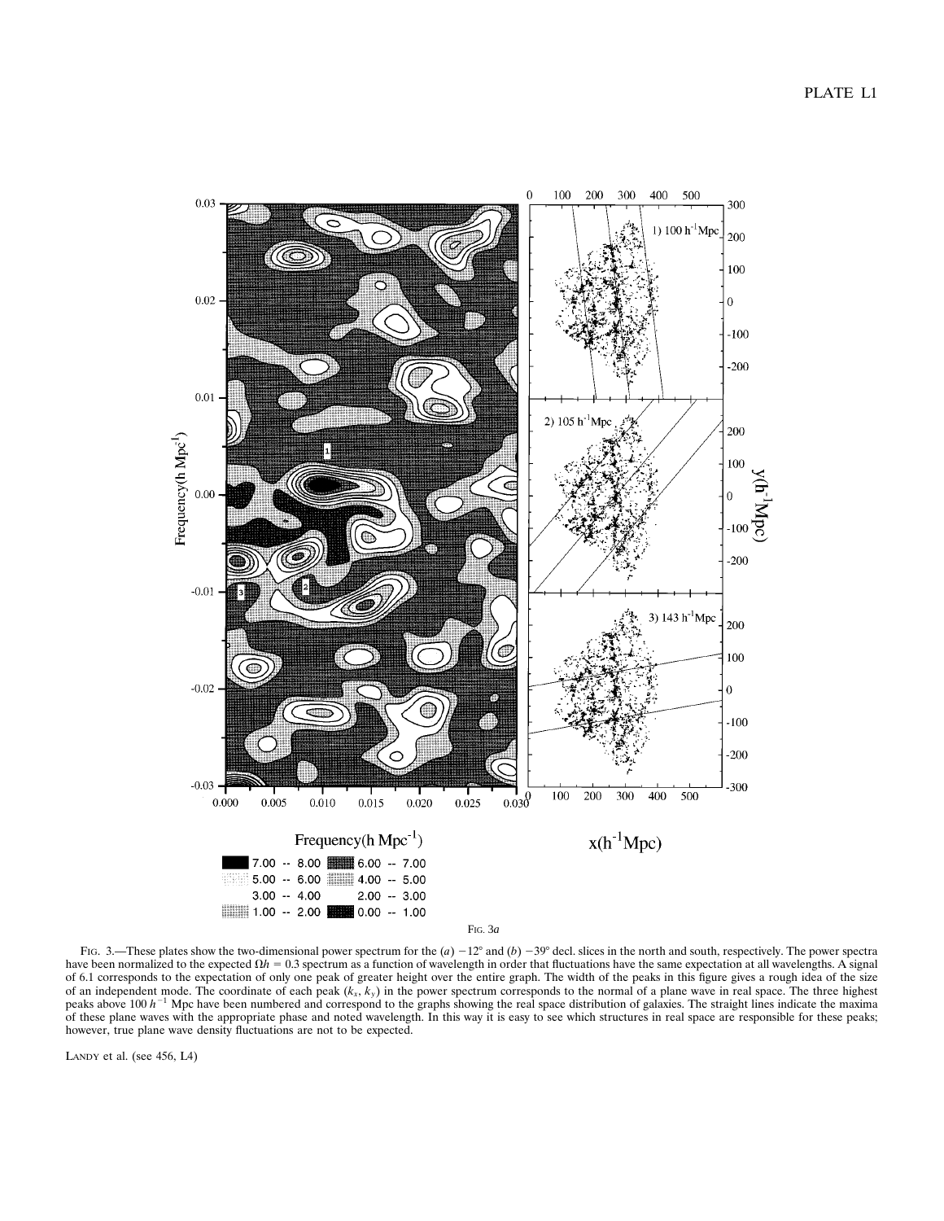Fig. 3a

Fig. 3.—These plates show the two-dimensional power spectrum for the (*a*) −12° and (*b*) −39° decl. slices in the north and south, respectively. The power spectra have been normalized to the expected $\Omega h = 0.3$ spectrum as a function of wavelength in order that fluctuations have the same expectation at all wavelengths. A signal of 6.1 corresponds to the expectation of only one peak of greater height over the entire graph. The width of the peaks in this figure gives a rough idea of the size of an independent mode. The coordinate of each peak $(k_x, k_y)$ in the power spectrum corresponds to the normal of a plane wave in real space. The three highest peaks above 100 $h^{-1}$ Mpc have been numbered and correspond to the graphs showing the real space distribution of galaxies. The straight lines indicate the maxima of these plane waves with the appropriate phase and noted wavelength. In this way it is easy to see which structures in real space are responsible for these peaks; however, true plane wave density fluctuations are not to be expected.

Landy et al. (see 456, L4)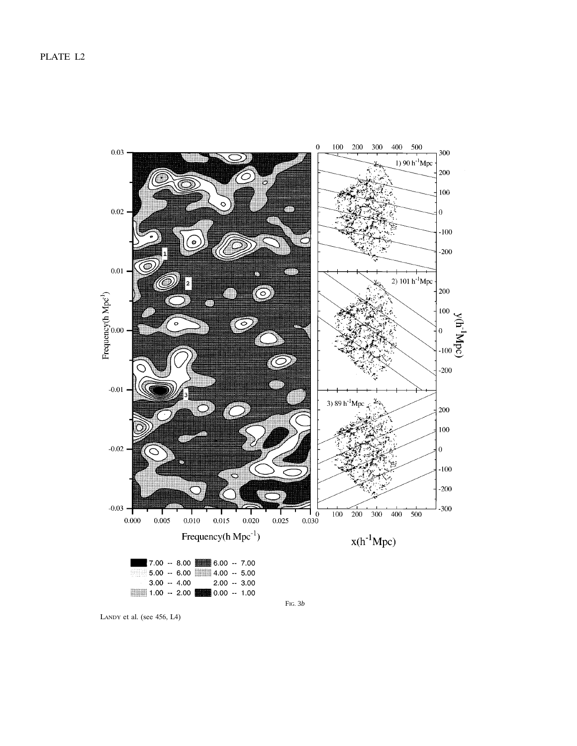PLATE L2

0.03

0.02

0.01

0.00

-0.01

-0.02

-0.03

Frequency(h Mpc$^{-1}$)

0.000 0.005 0.010 0.015 0.020 0.025 0.030

Frequency(h Mpc$^{-1}$)

1

2

3

1) 90 h$^{-1}$Mpc

2) 101 h$^{-1}$Mpc

3) 89 h$^{-1}$Mpc

0 100 200 300 400 500

300 200 100 0 -100 -200 -300

y(h$^{-1}$Mpc)

x(h$^{-1}$Mpc)

7.00 -- 8.00
6.00 -- 7.00
5.00 -- 6.00
4.00 -- 5.00
3.00 -- 4.00
2.00 -- 3.00
1.00 -- 2.00
0.00 -- 1.00

FIG. 3*b*

LANDY et al. (see 456, L4)